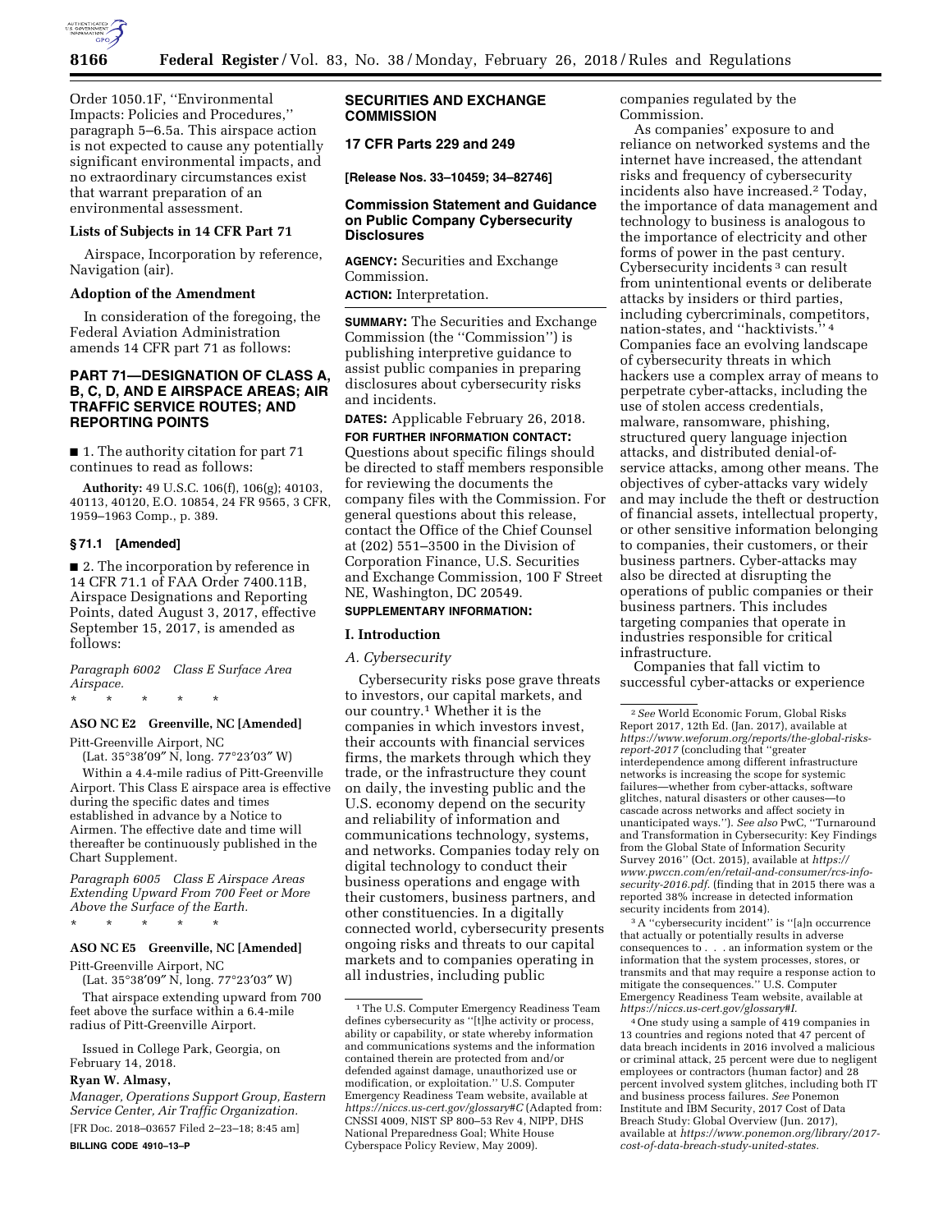Order 1050.1F, "Environmental Impacts: Policies and Procedures," paragraph 5–6.5a. This airspace action is not expected to cause any potentially significant environmental impacts, and no extraordinary circumstances exist that warrant preparation of an environmental assessment.

### Lists of Subjects in 14 CFR Part 71

Airspace, Incorporation by reference, Navigation (air).

### Adoption of the Amendment

In consideration of the foregoing, the Federal Aviation Administration amends 14 CFR part 71 as follows:

## PART 71—DESIGNATION OF CLASS A, B, C, D, AND E AIRSPACE AREAS; AIR TRAFFIC SERVICE ROUTES; AND REPORTING POINTS

■ 1. The authority citation for part 71 continues to read as follows:

**Authority:** 49 U.S.C. 106(f), 106(g); 40103, 40113, 40120, E.O. 10854, 24 FR 9565, 3 CFR, 1959–1963 Comp., p. 389.

### § 71.1 [Amended]

■ 2. The incorporation by reference in 14 CFR 71.1 of FAA Order 7400.11B, Airspace Designations and Reporting Points, dated August 3, 2017, effective September 15, 2017, is amended as follows:

*Paragraph 6002 Class E Surface Area Airspace.*

\* \* \* \* \*

**ASO NC E2 Greenville, NC [Amended]**

Pitt-Greenville Airport, NC

(Lat. 35°38′09″ N, long. 77°23′03″ W)

Within a 4.4-mile radius of Pitt-Greenville Airport. This Class E airspace area is effective during the specific dates and times established in advance by a Notice to Airmen. The effective date and time will thereafter be continuously published in the Chart Supplement.

*Paragraph 6005 Class E Airspace Areas Extending Upward From 700 Feet or More Above the Surface of the Earth.*

\* \* \* \* \*

**ASO NC E5 Greenville, NC [Amended]**

Pitt-Greenville Airport, NC

(Lat. 35°38′09″ N, long. 77°23′03″ W)

That airspace extending upward from 700 feet above the surface within a 6.4-mile radius of Pitt-Greenville Airport.

Issued in College Park, Georgia, on February 14, 2018.

**Ryan W. Almasy,**

*Manager, Operations Support Group, Eastern Service Center, Air Traffic Organization.*

[FR Doc. 2018–03657 Filed 2–23–18; 8:45 am]

**BILLING CODE 4910–13–P**

## SECURITIES AND EXCHANGE COMMISSION

**17 CFR Parts 229 and 249**

**[Release Nos. 33–10459; 34–82746]**

## Commission Statement and Guidance on Public Company Cybersecurity Disclosures

**AGENCY:** Securities and Exchange Commission.

**ACTION:** Interpretation.

**SUMMARY:** The Securities and Exchange Commission (the "Commission") is publishing interpretive guidance to assist public companies in preparing disclosures about cybersecurity risks and incidents.

**DATES:** Applicable February 26, 2018.

**FOR FURTHER INFORMATION CONTACT:** Questions about specific filings should be directed to staff members responsible for reviewing the documents the company files with the Commission. For general questions about this release, contact the Office of the Chief Counsel at (202) 551–3500 in the Division of Corporation Finance, U.S. Securities and Exchange Commission, 100 F Street NE, Washington, DC 20549.

**SUPPLEMENTARY INFORMATION:**

### I. Introduction

#### *A. Cybersecurity*

Cybersecurity risks pose grave threats to investors, our capital markets, and our country.[1] Whether it is the companies in which investors invest, their accounts with financial services firms, the markets through which they trade, or the infrastructure they count on daily, the investing public and the U.S. economy depend on the security and reliability of information and communications technology, systems, and networks. Companies today rely on digital technology to conduct their business operations and engage with their customers, business partners, and other constituencies. In a digitally connected world, cybersecurity presents ongoing risks and threats to our capital markets and to companies operating in all industries, including public companies regulated by the Commission.

As companies' exposure to and reliance on networked systems and the internet have increased, the attendant risks and frequency of cybersecurity incidents also have increased.[2] Today, the importance of data management and technology to business is analogous to the importance of electricity and other forms of power in the past century. Cybersecurity incidents[3] can result from unintentional events or deliberate attacks by insiders or third parties, including cybercriminals, competitors, nation-states, and "hacktivists."[4] Companies face an evolving landscape of cybersecurity threats in which hackers use a complex array of means to perpetrate cyber-attacks, including the use of stolen access credentials, malware, ransomware, phishing, structured query language injection attacks, and distributed denial-of-service attacks, among other means. The objectives of cyber-attacks vary widely and may include the theft or destruction of financial assets, intellectual property, or other sensitive information belonging to companies, their customers, or their business partners. Cyber-attacks may also be directed at disrupting the operations of public companies or their business partners. This includes targeting companies that operate in industries responsible for critical infrastructure.

Companies that fall victim to successful cyber-attacks or experience

---

[1] The U.S. Computer Emergency Readiness Team defines cybersecurity as "[t]he activity or process, ability or capability, or state whereby information and communications systems and the information contained therein are protected from and/or defended against damage, unauthorized use or modification, or exploitation." U.S. Computer Emergency Readiness Team website, available at *https://niccs.us-cert.gov/glossary#C* (Adapted from: CNSSI 4009, NIST SP 800–53 Rev 4, NIPP, DHS National Preparedness Goal; White House Cyberspace Policy Review, May 2009).

[2] *See* World Economic Forum, Global Risks Report 2017, 12th Ed. (Jan. 2017), available at *https://www.weforum.org/reports/the-global-risks-report-2017* (concluding that "greater interdependence among different infrastructure networks is increasing the scope for systemic failures—whether from cyber-attacks, software glitches, natural disasters or other causes—to cascade across networks and affect society in unanticipated ways."). *See also* PwC, "Turnaround and Transformation in Cybersecurity: Key Findings from the Global State of Information Security Survey 2016" (Oct. 2015), available at *https://www.pwccn.com/en/retail-and-consumer/rcs-info-security-2016.pdf.* (finding that in 2015 there was a reported 38% increase in detected information security incidents from 2014).

[3] A "cybersecurity incident" is "[a]n occurrence that actually or potentially results in adverse consequences to . . . an information system or the information that the system processes, stores, or transmits and that may require a response action to mitigate the consequences." U.S. Computer Emergency Readiness Team website, available at *https://niccs.us-cert.gov/glossary#I.*

[4] One study using a sample of 419 companies in 13 countries and regions noted that 47 percent of data breach incidents in 2016 involved a malicious or criminal attack, 25 percent were due to negligent employees or contractors (human factor) and 28 percent involved system glitches, including both IT and business process failures. *See* Ponemon Institute and IBM Security, 2017 Cost of Data Breach Study: Global Overview (Jun. 2017), available at *https://www.ponemon.org/library/2017-cost-of-data-breach-study-united-states.*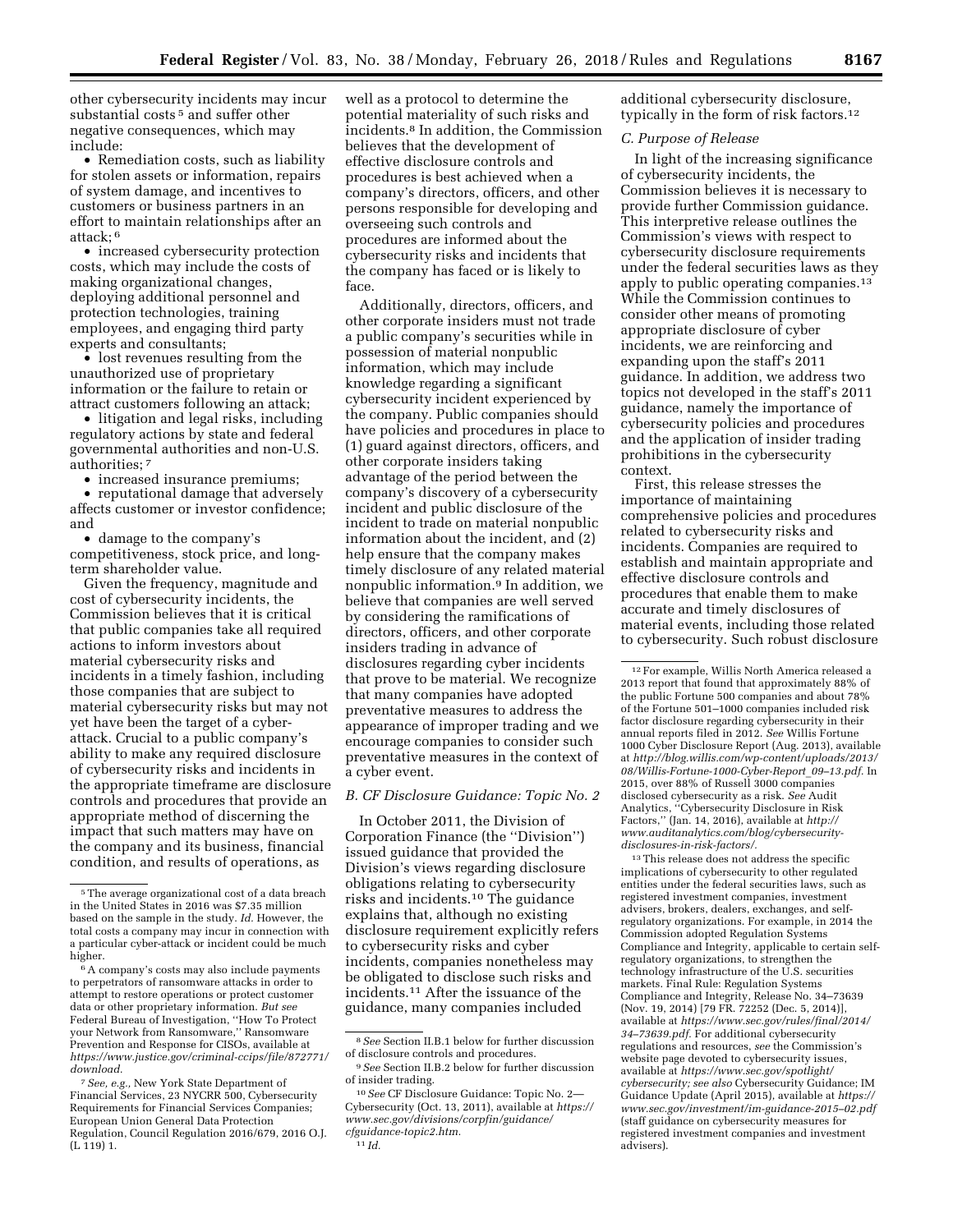other cybersecurity incidents may incur substantial costs [5] and suffer other negative consequences, which may include:

- Remediation costs, such as liability for stolen assets or information, repairs of system damage, and incentives to customers or business partners in an effort to maintain relationships after an attack; [6]
- increased cybersecurity protection costs, which may include the costs of making organizational changes, deploying additional personnel and protection technologies, training employees, and engaging third party experts and consultants;
- lost revenues resulting from the unauthorized use of proprietary information or the failure to retain or attract customers following an attack;
- litigation and legal risks, including regulatory actions by state and federal governmental authorities and non-U.S. authorities; [7]
- increased insurance premiums;
- reputational damage that adversely affects customer or investor confidence; and
- damage to the company's competitiveness, stock price, and long-term shareholder value.

Given the frequency, magnitude and cost of cybersecurity incidents, the Commission believes that it is critical that public companies take all required actions to inform investors about material cybersecurity risks and incidents in a timely fashion, including those companies that are subject to material cybersecurity risks but may not yet have been the target of a cyber-attack. Crucial to a public company's ability to make any required disclosure of cybersecurity risks and incidents in the appropriate timeframe are disclosure controls and procedures that provide an appropriate method of discerning the impact that such matters may have on the company and its business, financial condition, and results of operations, as well as a protocol to determine the potential materiality of such risks and incidents.[8] In addition, the Commission believes that the development of effective disclosure controls and procedures is best achieved when a company's directors, officers, and other persons responsible for developing and overseeing such controls and procedures are informed about the cybersecurity risks and incidents that the company has faced or is likely to face.

Additionally, directors, officers, and other corporate insiders must not trade a public company's securities while in possession of material nonpublic information, which may include knowledge regarding a significant cybersecurity incident experienced by the company. Public companies should have policies and procedures in place to (1) guard against directors, officers, and other corporate insiders taking advantage of the period between the company's discovery of a cybersecurity incident and public disclosure of the incident to trade on material nonpublic information about the incident, and (2) help ensure that the company makes timely disclosure of any related material nonpublic information.[9] In addition, we believe that companies are well served by considering the ramifications of directors, officers, and other corporate insiders trading in advance of disclosures regarding cyber incidents that prove to be material. We recognize that many companies have adopted preventative measures to address the appearance of improper trading and we encourage companies to consider such preventative measures in the context of a cyber event.

### B. CF Disclosure Guidance: Topic No. 2

In October 2011, the Division of Corporation Finance (the "Division") issued guidance that provided the Division's views regarding disclosure obligations relating to cybersecurity risks and incidents.[10] The guidance explains that, although no existing disclosure requirement explicitly refers to cybersecurity risks and cyber incidents, companies nonetheless may be obligated to disclose such risks and incidents.[11] After the issuance of the guidance, many companies included additional cybersecurity disclosure, typically in the form of risk factors.[12]

### C. Purpose of Release

In light of the increasing significance of cybersecurity incidents, the Commission believes it is necessary to provide further Commission guidance. This interpretive release outlines the Commission's views with respect to cybersecurity disclosure requirements under the federal securities laws as they apply to public operating companies.[13] While the Commission continues to consider other means of promoting appropriate disclosure of cyber incidents, we are reinforcing and expanding upon the staff's 2011 guidance. In addition, we address two topics not developed in the staff's 2011 guidance, namely the importance of cybersecurity policies and procedures and the application of insider trading prohibitions in the cybersecurity context.

First, this release stresses the importance of maintaining comprehensive policies and procedures related to cybersecurity risks and incidents. Companies are required to establish and maintain appropriate and effective disclosure controls and procedures that enable them to make accurate and timely disclosures of material events, including those related to cybersecurity. Such robust disclosure

---

[5] The average organizational cost of a data breach in the United States in 2016 was $7.35 million based on the sample in the study. *Id.* However, the total costs a company may incur in connection with a particular cyber-attack or incident could be much higher.

[6] A company's costs may also include payments to perpetrators of ransomware attacks in order to attempt to restore operations or protect customer data or other proprietary information. *But see* Federal Bureau of Investigation, "How To Protect your Network from Ransomware," Ransomware Prevention and Response for CISOs, available at *https://www.justice.gov/criminal-ccips/file/872771/download.*

[7] *See, e.g.,* New York State Department of Financial Services, 23 NYCRR 500, Cybersecurity Requirements for Financial Services Companies; European Union General Data Protection Regulation, Council Regulation 2016/679, 2016 O.J. (L 119) 1.

[8] *See* Section II.B.1 below for further discussion of disclosure controls and procedures.

[9] *See* Section II.B.2 below for further discussion of insider trading.

[10] *See* CF Disclosure Guidance: Topic No. 2—Cybersecurity (Oct. 13, 2011), available at *https://www.sec.gov/divisions/corpfin/guidance/cfguidance-topic2.htm.*

[11] *Id.*

[12] For example, Willis North America released a 2013 report that found that approximately 88% of the public Fortune 500 companies and about 78% of the Fortune 501–1000 companies included risk factor disclosure regarding cybersecurity in their annual reports filed in 2012. *See* Willis Fortune 1000 Cyber Disclosure Report (Aug. 2013), available at *http://blog.willis.com/wp-content/uploads/2013/08/Willis-Fortune-1000-Cyber-Report_09–13.pdf.* In 2015, over 88% of Russell 3000 companies disclosed cybersecurity as a risk. *See* Audit Analytics, "Cybersecurity Disclosure in Risk Factors," (Jan. 14, 2016), available at *http://www.auditanalytics.com/blog/cybersecurity-disclosures-in-risk-factors/.*

[13] This release does not address the specific implications of cybersecurity to other regulated entities under the federal securities laws, such as registered investment companies, investment advisers, brokers, dealers, exchanges, and self-regulatory organizations. For example, in 2014 the Commission adopted Regulation Systems Compliance and Integrity, applicable to certain self-regulatory organizations, to strengthen the technology infrastructure of the U.S. securities markets. Final Rule: Regulation Systems Compliance and Integrity, Release No. 34–73639 (Nov. 19, 2014) [79 FR. 72252 (Dec. 5, 2014)], available at *https://www.sec.gov/rules/final/2014/34–73639.pdf.* For additional cybersecurity regulations and resources, *see* the Commission's website page devoted to cybersecurity issues, available at *https://www.sec.gov/spotlight/cybersecurity; see also* Cybersecurity Guidance; IM Guidance Update (April 2015), available at *https://www.sec.gov/investment/im-guidance-2015–02.pdf* (staff guidance on cybersecurity measures for registered investment companies and investment advisers).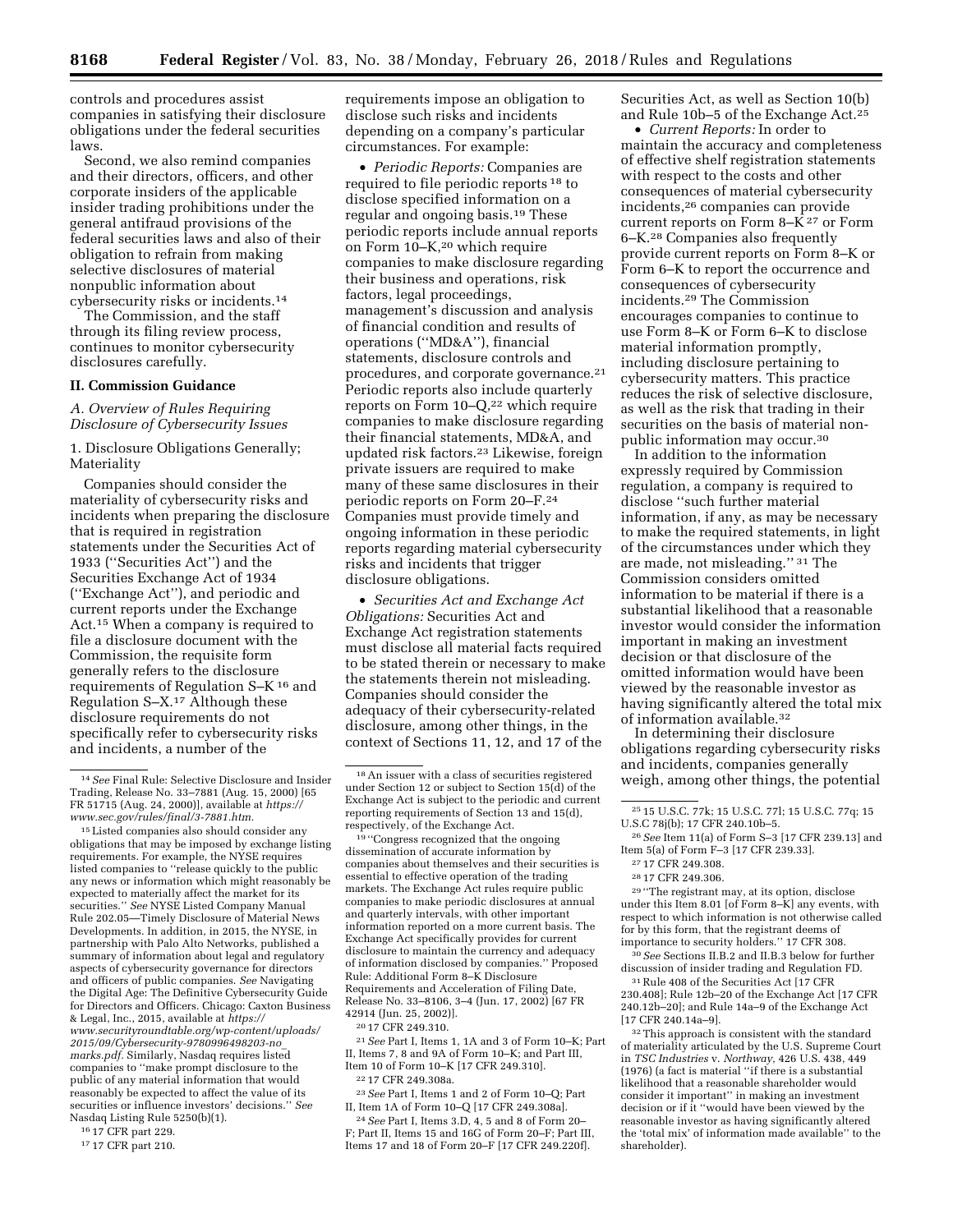controls and procedures assist companies in satisfying their disclosure obligations under the federal securities laws.

Second, we also remind companies and their directors, officers, and other corporate insiders of the applicable insider trading prohibitions under the general antifraud provisions of the federal securities laws and also of their obligation to refrain from making selective disclosures of material nonpublic information about cybersecurity risks or incidents.[14]

The Commission, and the staff through its filing review process, continues to monitor cybersecurity disclosures carefully.

## II. Commission Guidance

### *A. Overview of Rules Requiring Disclosure of Cybersecurity Issues*

#### 1. Disclosure Obligations Generally; Materiality

Companies should consider the materiality of cybersecurity risks and incidents when preparing the disclosure that is required in registration statements under the Securities Act of 1933 (''Securities Act'') and the Securities Exchange Act of 1934 (''Exchange Act''), and periodic and current reports under the Exchange Act.[15] When a company is required to file a disclosure document with the Commission, the requisite form generally refers to the disclosure requirements of Regulation S–K[16] and Regulation S–X.[17] Although these disclosure requirements do not specifically refer to cybersecurity risks and incidents, a number of the requirements impose an obligation to disclose such risks and incidents depending on a company's particular circumstances. For example:

- *Periodic Reports:* Companies are required to file periodic reports[18] to disclose specified information on a regular and ongoing basis.[19] These periodic reports include annual reports on Form 10–K,[20] which require companies to make disclosure regarding their business and operations, risk factors, legal proceedings, management's discussion and analysis of financial condition and results of operations (''MD&A''), financial statements, disclosure controls and procedures, and corporate governance.[21] Periodic reports also include quarterly reports on Form 10–Q,[22] which require companies to make disclosure regarding their financial statements, MD&A, and updated risk factors.[23] Likewise, foreign private issuers are required to make many of these same disclosures in their periodic reports on Form 20–F.[24] Companies must provide timely and ongoing information in these periodic reports regarding material cybersecurity risks and incidents that trigger disclosure obligations.
- *Securities Act and Exchange Act Obligations:* Securities Act and Exchange Act registration statements must disclose all material facts required to be stated therein or necessary to make the statements therein not misleading. Companies should consider the adequacy of their cybersecurity-related disclosure, among other things, in the context of Sections 11, 12, and 17 of the Securities Act, as well as Section 10(b) and Rule 10b–5 of the Exchange Act.[25]
- *Current Reports:* In order to maintain the accuracy and completeness of effective shelf registration statements with respect to the costs and other consequences of material cybersecurity incidents,[26] companies can provide current reports on Form 8–K[27] or Form 6–K.[28] Companies also frequently provide current reports on Form 8–K or Form 6–K to report the occurrence and consequences of cybersecurity incidents.[29] The Commission encourages companies to continue to use Form 8–K or Form 6–K to disclose material information promptly, including disclosure pertaining to cybersecurity matters. This practice reduces the risk of selective disclosure, as well as the risk that trading in their securities on the basis of material non-public information may occur.[30]

In addition to the information expressly required by Commission regulation, a company is required to disclose ''such further material information, if any, as may be necessary to make the required statements, in light of the circumstances under which they are made, not misleading.''[31] The Commission considers omitted information to be material if there is a substantial likelihood that a reasonable investor would consider the information important in making an investment decision or that disclosure of the omitted information would have been viewed by the reasonable investor as having significantly altered the total mix of information available.[32]

In determining their disclosure obligations regarding cybersecurity risks and incidents, companies generally weigh, among other things, the potential

---

[14] *See* Final Rule: Selective Disclosure and Insider Trading, Release No. 33–7881 (Aug. 15, 2000) [65 FR 51715 (Aug. 24, 2000)], available at *https://www.sec.gov/rules/final/3-7881.htm.*

[15] Listed companies also should consider any obligations that may be imposed by exchange listing requirements. For example, the NYSE requires listed companies to ''release quickly to the public any news or information which might reasonably be expected to materially affect the market for its securities.'' *See* NYSE Listed Company Manual Rule 202.05—Timely Disclosure of Material News Developments. In addition, in 2015, the NYSE, in partnership with Palo Alto Networks, published a summary of information about legal and regulatory aspects of cybersecurity governance for directors and officers of public companies. *See* Navigating the Digital Age: The Definitive Cybersecurity Guide for Directors and Officers. Chicago: Caxton Business & Legal, Inc., 2015, available at *https://www.securityroundtable.org/wp-content/uploads/2015/09/Cybersecurity-9780996498203-no_marks.pdf.* Similarly, Nasdaq requires listed companies to ''make prompt disclosure to the public of any material information that would reasonably be expected to affect the value of its securities or influence investors' decisions.'' *See* Nasdaq Listing Rule 5250(b)(1).

[16] 17 CFR part 229.

[17] 17 CFR part 210.

[18] An issuer with a class of securities registered under Section 12 or subject to Section 15(d) of the Exchange Act is subject to the periodic and current reporting requirements of Section 13 and 15(d), respectively, of the Exchange Act.

[19] ''Congress recognized that the ongoing dissemination of accurate information by companies about themselves and their securities is essential to effective operation of the trading markets. The Exchange Act rules require public companies to make periodic disclosures at annual and quarterly intervals, with other important information reported on a more current basis. The Exchange Act specifically provides for current disclosure to maintain the currency and adequacy of information disclosed by companies.'' Proposed Rule: Additional Form 8–K Disclosure Requirements and Acceleration of Filing Date, Release No. 33–8106, 3–4 (Jun. 17, 2002) [67 FR 42914 (Jun. 25, 2002)].

[20] 17 CFR 249.310.

[21] *See* Part I, Items 1, 1A and 3 of Form 10–K; Part II, Items 7, 8 and 9A of Form 10–K; and Part III, Item 10 of Form 10–K [17 CFR 249.310].

[22] 17 CFR 249.308a.

[23] *See* Part I, Items 1 and 2 of Form 10–Q; Part II, Item 1A of Form 10–Q [17 CFR 249.308a].

[24] *See* Part I, Items 3.D, 4, 5 and 8 of Form 20–F; Part II, Items 15 and 16G of Form 20–F; Part III, Items 17 and 18 of Form 20–F [17 CFR 249.220f].

[25] 15 U.S.C. 77k; 15 U.S.C. 77l; 15 U.S.C. 77q; 15 U.S.C 78j(b); 17 CFR 240.10b–5.

[26] *See* Item 11(a) of Form S–3 [17 CFR 239.13] and Item 5(a) of Form F–3 [17 CFR 239.33].

[27] 17 CFR 249.308.

[28] 17 CFR 249.306.

[29] ''The registrant may, at its option, disclose under this Item 8.01 [of Form 8–K] any events, with respect to which information is not otherwise called for by this form, that the registrant deems of importance to security holders.'' 17 CFR 308.

[30] *See* Sections II.B.2 and II.B.3 below for further discussion of insider trading and Regulation FD.

[31] Rule 408 of the Securities Act [17 CFR 230.408]; Rule 12b–20 of the Exchange Act [17 CFR 240.12b–20]; and Rule 14a–9 of the Exchange Act [17 CFR 240.14a–9].

[32] This approach is consistent with the standard of materiality articulated by the U.S. Supreme Court in *TSC Industries* v. *Northway,* 426 U.S. 438, 449 (1976) (a fact is material ''if there is a substantial likelihood that a reasonable shareholder would consider it important'' in making an investment decision or if it ''would have been viewed by the reasonable investor as having significantly altered the 'total mix' of information made available'' to the shareholder).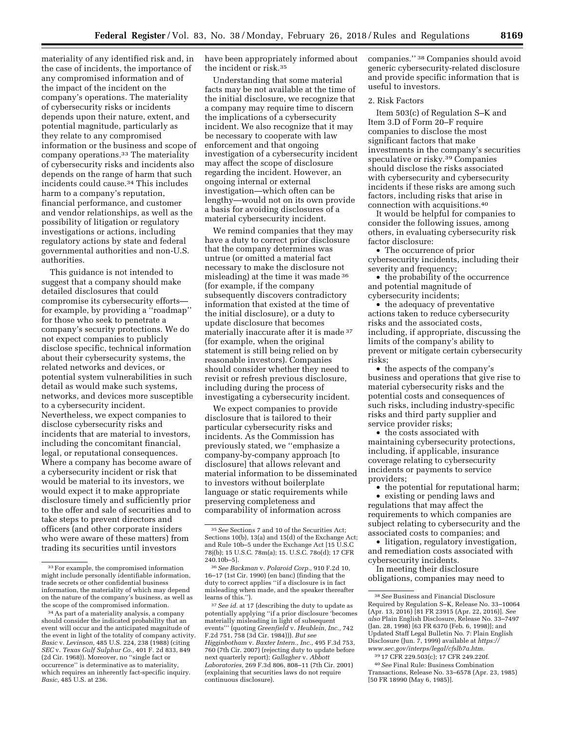materiality of any identified risk and, in the case of incidents, the importance of any compromised information and of the impact of the incident on the company's operations. The materiality of cybersecurity risks or incidents depends upon their nature, extent, and potential magnitude, particularly as they relate to any compromised information or the business and scope of company operations.[33] The materiality of cybersecurity risks and incidents also depends on the range of harm that such incidents could cause.[34] This includes harm to a company's reputation, financial performance, and customer and vendor relationships, as well as the possibility of litigation or regulatory investigations or actions, including regulatory actions by state and federal governmental authorities and non-U.S. authorities.

This guidance is not intended to suggest that a company should make detailed disclosures that could compromise its cybersecurity efforts—for example, by providing a ''roadmap'' for those who seek to penetrate a company's security protections. We do not expect companies to publicly disclose specific, technical information about their cybersecurity systems, the related networks and devices, or potential system vulnerabilities in such detail as would make such systems, networks, and devices more susceptible to a cybersecurity incident. Nevertheless, we expect companies to disclose cybersecurity risks and incidents that are material to investors, including the concomitant financial, legal, or reputational consequences. Where a company has become aware of a cybersecurity incident or risk that would be material to its investors, we would expect it to make appropriate disclosure timely and sufficiently prior to the offer and sale of securities and to take steps to prevent directors and officers (and other corporate insiders who were aware of these matters) from trading its securities until investors have been appropriately informed about the incident or risk.[35]

Understanding that some material facts may be not available at the time of the initial disclosure, we recognize that a company may require time to discern the implications of a cybersecurity incident. We also recognize that it may be necessary to cooperate with law enforcement and that ongoing investigation of a cybersecurity incident may affect the scope of disclosure regarding the incident. However, an ongoing internal or external investigation—which often can be lengthy—would not on its own provide a basis for avoiding disclosures of a material cybersecurity incident.

We remind companies that they may have a duty to correct prior disclosure that the company determines was untrue (or omitted a material fact necessary to make the disclosure not misleading) at the time it was made[36] (for example, if the company subsequently discovers contradictory information that existed at the time of the initial disclosure), or a duty to update disclosure that becomes materially inaccurate after it is made[37] (for example, when the original statement is still being relied on by reasonable investors). Companies should consider whether they need to revisit or refresh previous disclosure, including during the process of investigating a cybersecurity incident.

We expect companies to provide disclosure that is tailored to their particular cybersecurity risks and incidents. As the Commission has previously stated, we ''emphasize a company-by-company approach [to disclosure] that allows relevant and material information to be disseminated to investors without boilerplate language or static requirements while preserving completeness and comparability of information across companies.''[38] Companies should avoid generic cybersecurity-related disclosure and provide specific information that is useful to investors.

### 2. Risk Factors

Item 503(c) of Regulation S–K and Item 3.D of Form 20–F require companies to disclose the most significant factors that make investments in the company's securities speculative or risky.[39] Companies should disclose the risks associated with cybersecurity and cybersecurity incidents if these risks are among such factors, including risks that arise in connection with acquisitions.[40]

It would be helpful for companies to consider the following issues, among others, in evaluating cybersecurity risk factor disclosure:

- The occurrence of prior cybersecurity incidents, including their severity and frequency;
- the probability of the occurrence and potential magnitude of cybersecurity incidents;
- the adequacy of preventative actions taken to reduce cybersecurity risks and the associated costs, including, if appropriate, discussing the limits of the company's ability to prevent or mitigate certain cybersecurity risks;
- the aspects of the company's business and operations that give rise to material cybersecurity risks and the potential costs and consequences of such risks, including industry-specific risks and third party supplier and service provider risks;
- the costs associated with maintaining cybersecurity protections, including, if applicable, insurance coverage relating to cybersecurity incidents or payments to service providers;
- the potential for reputational harm;
- existing or pending laws and regulations that may affect the requirements to which companies are subject relating to cybersecurity and the associated costs to companies; and
- litigation, regulatory investigation, and remediation costs associated with cybersecurity incidents.

In meeting their disclosure obligations, companies may need to

---

[33] For example, the compromised information might include personally identifiable information, trade secrets or other confidential business information, the materiality of which may depend on the nature of the company's business, as well as the scope of the compromised information.

[34] As part of a materiality analysis, a company should consider the indicated probability that an event will occur and the anticipated magnitude of the event in light of the totality of company activity. *Basic* v. *Levinson,* 485 U.S. 224, 238 (1988) (citing *SEC* v. *Texas Gulf Sulphur Co.,* 401 F. 2d 833, 849 (2d Cir. 1968)). Moreover, no ''single fact or occurrence'' is determinative as to materiality, which requires an inherently fact-specific inquiry. *Basic,* 485 U.S. at 236.

[35] *See* Sections 7 and 10 of the Securities Act; Sections 10(b), 13(a) and 15(d) of the Exchange Act; and Rule 10b–5 under the Exchange Act [15 U.S.C 78j(b); 15 U.S.C. 78m(a); 15. U.S.C. 78o(d); 17 CFR 240.10b–5].

[36] *See Backman* v. *Polaroid Corp.,* 910 F.2d 10, 16–17 (1st Cir. 1990) (en banc) (finding that the duty to correct applies ''if a disclosure is in fact misleading when made, and the speaker thereafter learns of this.'').

[37] *See id.* at 17 (describing the duty to update as potentially applying ''if a prior disclosure 'becomes materially misleading in light of subsequent events''' (quoting *Greenfield* v. *Heublein, Inc.,* 742 F.2d 751, 758 (3d Cir. 1984))). *But see Higginbotham* v. *Baxter Intern., Inc.,* 495 F.3d 753, 760 (7th Cir. 2007) (rejecting duty to update before next quarterly report); *Gallagher* v. *Abbott Laboratories,* 269 F.3d 806, 808–11 (7th Cir. 2001) (explaining that securities laws do not require continuous disclosure).

[38] *See* Business and Financial Disclosure Required by Regulation S–K, Release No. 33–10064 (Apr. 13, 2016) [81 FR 23915 (Apr. 22, 2016)]. *See also* Plain English Disclosure, Release No. 33–7497 (Jan. 28, 1998) [63 FR 6370 (Feb. 6, 1998)]; and Updated Staff Legal Bulletin No. 7: Plain English Disclosure (Jun. 7, 1999) available at *https://www.sec.gov/interps/legal/cfslb7a.htm.*

[39] 17 CFR 229.503(c); 17 CFR 249.220f.

[40] *See* Final Rule: Business Combination Transactions, Release No. 33–6578 (Apr. 23, 1985) [50 FR 18990 (May 6, 1985)].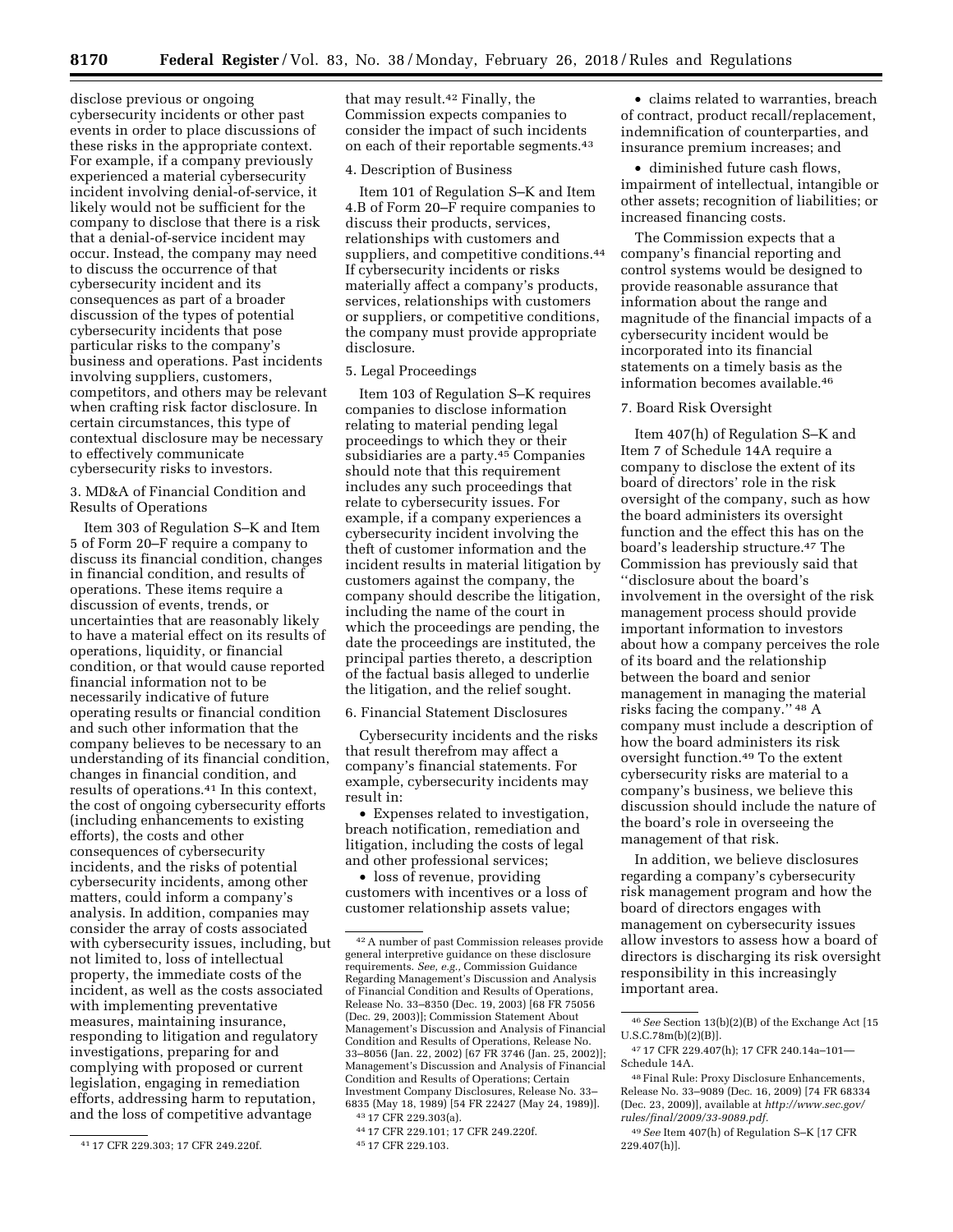disclose previous or ongoing cybersecurity incidents or other past events in order to place discussions of these risks in the appropriate context. For example, if a company previously experienced a material cybersecurity incident involving denial-of-service, it likely would not be sufficient for the company to disclose that there is a risk that a denial-of-service incident may occur. Instead, the company may need to discuss the occurrence of that cybersecurity incident and its consequences as part of a broader discussion of the types of potential cybersecurity incidents that pose particular risks to the company's business and operations. Past incidents involving suppliers, customers, competitors, and others may be relevant when crafting risk factor disclosure. In certain circumstances, this type of contextual disclosure may be necessary to effectively communicate cybersecurity risks to investors.

3. MD&A of Financial Condition and Results of Operations

Item 303 of Regulation S–K and Item 5 of Form 20–F require a company to discuss its financial condition, changes in financial condition, and results of operations. These items require a discussion of events, trends, or uncertainties that are reasonably likely to have a material effect on its results of operations, liquidity, or financial condition, or that would cause reported financial information not to be necessarily indicative of future operating results or financial condition and such other information that the company believes to be necessary to an understanding of its financial condition, changes in financial condition, and results of operations.[41] In this context, the cost of ongoing cybersecurity efforts (including enhancements to existing efforts), the costs and other consequences of cybersecurity incidents, and the risks of potential cybersecurity incidents, among other matters, could inform a company's analysis. In addition, companies may consider the array of costs associated with cybersecurity issues, including, but not limited to, loss of intellectual property, the immediate costs of the incident, as well as the costs associated with implementing preventative measures, maintaining insurance, responding to litigation and regulatory investigations, preparing for and complying with proposed or current legislation, engaging in remediation efforts, addressing harm to reputation, and the loss of competitive advantage that may result.[42] Finally, the Commission expects companies to consider the impact of such incidents on each of their reportable segments.[43]

4. Description of Business

Item 101 of Regulation S–K and Item 4.B of Form 20–F require companies to discuss their products, services, relationships with customers and suppliers, and competitive conditions.[44] If cybersecurity incidents or risks materially affect a company's products, services, relationships with customers or suppliers, or competitive conditions, the company must provide appropriate disclosure.

5. Legal Proceedings

Item 103 of Regulation S–K requires companies to disclose information relating to material pending legal proceedings to which they or their subsidiaries are a party.[45] Companies should note that this requirement includes any such proceedings that relate to cybersecurity issues. For example, if a company experiences a cybersecurity incident involving the theft of customer information and the incident results in material litigation by customers against the company, the company should describe the litigation, including the name of the court in which the proceedings are pending, the date the proceedings are instituted, the principal parties thereto, a description of the factual basis alleged to underlie the litigation, and the relief sought.

6. Financial Statement Disclosures

Cybersecurity incidents and the risks that result therefrom may affect a company's financial statements. For example, cybersecurity incidents may result in:

- Expenses related to investigation, breach notification, remediation and litigation, including the costs of legal and other professional services;
- loss of revenue, providing customers with incentives or a loss of customer relationship assets value;
- claims related to warranties, breach of contract, product recall/replacement, indemnification of counterparties, and insurance premium increases; and
- diminished future cash flows, impairment of intellectual, intangible or other assets; recognition of liabilities; or increased financing costs.

The Commission expects that a company's financial reporting and control systems would be designed to provide reasonable assurance that information about the range and magnitude of the financial impacts of a cybersecurity incident would be incorporated into its financial statements on a timely basis as the information becomes available.[46]

7. Board Risk Oversight

Item 407(h) of Regulation S–K and Item 7 of Schedule 14A require a company to disclose the extent of its board of directors' role in the risk oversight of the company, such as how the board administers its oversight function and the effect this has on the board's leadership structure.[47] The Commission has previously said that "disclosure about the board's involvement in the oversight of the risk management process should provide important information to investors about how a company perceives the role of its board and the relationship between the board and senior management in managing the material risks facing the company." [48] A company must include a description of how the board administers its risk oversight function.[49] To the extent cybersecurity risks are material to a company's business, we believe this discussion should include the nature of the board's role in overseeing the management of that risk.

In addition, we believe disclosures regarding a company's cybersecurity risk management program and how the board of directors engages with management on cybersecurity issues allow investors to assess how a board of directors is discharging its risk oversight responsibility in this increasingly important area.

---

[41] 17 CFR 229.303; 17 CFR 249.220f.

[42] A number of past Commission releases provide general interpretive guidance on these disclosure requirements. *See, e.g.,* Commission Guidance Regarding Management's Discussion and Analysis of Financial Condition and Results of Operations, Release No. 33–8350 (Dec. 19, 2003) [68 FR 75056 (Dec. 29, 2003)]; Commission Statement About Management's Discussion and Analysis of Financial Condition and Results of Operations, Release No. 33–8056 (Jan. 22, 2002) [67 FR 3746 (Jan. 25, 2002)]; Management's Discussion and Analysis of Financial Condition and Results of Operations; Certain Investment Company Disclosures, Release No. 33–6835 (May 18, 1989) [54 FR 22427 (May 24, 1989)].

[43] 17 CFR 229.303(a).

[44] 17 CFR 229.101; 17 CFR 249.220f.

[45] 17 CFR 229.103.

[46] *See* Section 13(b)(2)(B) of the Exchange Act [15 U.S.C.78m(b)(2)(B)].

[47] 17 CFR 229.407(h); 17 CFR 240.14a–101—Schedule 14A.

[48] Final Rule: Proxy Disclosure Enhancements, Release No. 33–9089 (Dec. 16, 2009) [74 FR 68334 (Dec. 23, 2009)], available at *http://www.sec.gov/rules/final/2009/33-9089.pdf.*

[49] *See* Item 407(h) of Regulation S–K [17 CFR 229.407(h)].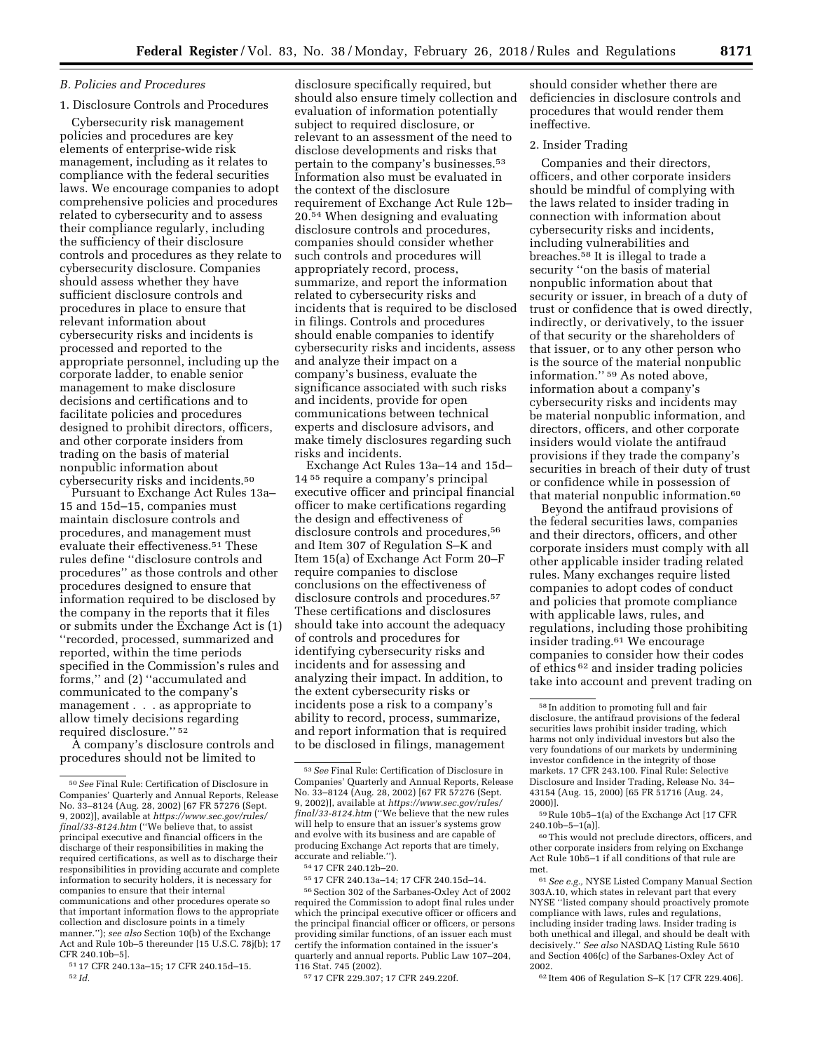### B. Policies and Procedures

#### 1. Disclosure Controls and Procedures

Cybersecurity risk management policies and procedures are key elements of enterprise-wide risk management, including as it relates to compliance with the federal securities laws. We encourage companies to adopt comprehensive policies and procedures related to cybersecurity and to assess their compliance regularly, including the sufficiency of their disclosure controls and procedures as they relate to cybersecurity disclosure. Companies should assess whether they have sufficient disclosure controls and procedures in place to ensure that relevant information about cybersecurity risks and incidents is processed and reported to the appropriate personnel, including up the corporate ladder, to enable senior management to make disclosure decisions and certifications and to facilitate policies and procedures designed to prohibit directors, officers, and other corporate insiders from trading on the basis of material nonpublic information about cybersecurity risks and incidents.[50]

Pursuant to Exchange Act Rules 13a–15 and 15d–15, companies must maintain disclosure controls and procedures, and management must evaluate their effectiveness.[51] These rules define ''disclosure controls and procedures'' as those controls and other procedures designed to ensure that information required to be disclosed by the company in the reports that it files or submits under the Exchange Act is (1) ''recorded, processed, summarized and reported, within the time periods specified in the Commission's rules and forms,'' and (2) ''accumulated and communicated to the company's management . . . as appropriate to allow timely decisions regarding required disclosure.'' [52]

A company's disclosure controls and procedures should not be limited to disclosure specifically required, but should also ensure timely collection and evaluation of information potentially subject to required disclosure, or relevant to an assessment of the need to disclose developments and risks that pertain to the company's businesses.[53] Information also must be evaluated in the context of the disclosure requirement of Exchange Act Rule 12b–20.[54] When designing and evaluating disclosure controls and procedures, companies should consider whether such controls and procedures will appropriately record, process, summarize, and report the information related to cybersecurity risks and incidents that is required to be disclosed in filings. Controls and procedures should enable companies to identify cybersecurity risks and incidents, assess and analyze their impact on a company's business, evaluate the significance associated with such risks and incidents, provide for open communications between technical experts and disclosure advisors, and make timely disclosures regarding such risks and incidents.

Exchange Act Rules 13a–14 and 15d–14 [55] require a company's principal executive officer and principal financial officer to make certifications regarding the design and effectiveness of disclosure controls and procedures,[56] and Item 307 of Regulation S–K and Item 15(a) of Exchange Act Form 20–F require companies to disclose conclusions on the effectiveness of disclosure controls and procedures.[57] These certifications and disclosures should take into account the adequacy of controls and procedures for identifying cybersecurity risks and incidents and for assessing and analyzing their impact. In addition, to the extent cybersecurity risks or incidents pose a risk to a company's ability to record, process, summarize, and report information that is required to be disclosed in filings, management should consider whether there are deficiencies in disclosure controls and procedures that would render them ineffective.

#### 2. Insider Trading

Companies and their directors, officers, and other corporate insiders should be mindful of complying with the laws related to insider trading in connection with information about cybersecurity risks and incidents, including vulnerabilities and breaches.[58] It is illegal to trade a security ''on the basis of material nonpublic information about that security or issuer, in breach of a duty of trust or confidence that is owed directly, indirectly, or derivatively, to the issuer of that security or the shareholders of that issuer, or to any other person who is the source of the material nonpublic information.'' [59] As noted above, information about a company's cybersecurity risks and incidents may be material nonpublic information, and directors, officers, and other corporate insiders would violate the antifraud provisions if they trade the company's securities in breach of their duty of trust or confidence while in possession of that material nonpublic information.[60]

Beyond the antifraud provisions of the federal securities laws, companies and their directors, officers, and other corporate insiders must comply with all other applicable insider trading related rules. Many exchanges require listed companies to adopt codes of conduct and policies that promote compliance with applicable laws, rules, and regulations, including those prohibiting insider trading.[61] We encourage companies to consider how their codes of ethics [62] and insider trading policies take into account and prevent trading on

---

[50] *See* Final Rule: Certification of Disclosure in Companies' Quarterly and Annual Reports, Release No. 33–8124 (Aug. 28, 2002) [67 FR 57276 (Sept. 9, 2002)], available at *https://www.sec.gov/rules/final/33-8124.htm* (''We believe that, to assist principal executive and financial officers in the discharge of their responsibilities in making the required certifications, as well as to discharge their responsibilities in providing accurate and complete information to security holders, it is necessary for companies to ensure that their internal communications and other procedures operate so that important information flows to the appropriate collection and disclosure points in a timely manner.''); *see also* Section 10(b) of the Exchange Act and Rule 10b–5 thereunder [15 U.S.C. 78j(b); 17 CFR 240.10b–5].

[51] 17 CFR 240.13a–15; 17 CFR 240.15d–15.

[52] *Id.*

[53] *See* Final Rule: Certification of Disclosure in Companies' Quarterly and Annual Reports, Release No. 33–8124 (Aug. 28, 2002) [67 FR 57276 (Sept. 9, 2002)], available at *https://www.sec.gov/rules/final/33-8124.htm* (''We believe that the new rules will help to ensure that an issuer's systems grow and evolve with its business and are capable of producing Exchange Act reports that are timely, accurate and reliable.'').

[54] 17 CFR 240.12b–20.

[55] 17 CFR 240.13a–14; 17 CFR 240.15d–14.

[56] Section 302 of the Sarbanes-Oxley Act of 2002 required the Commission to adopt final rules under which the principal executive officer or officers and the principal financial officer or officers, or persons providing similar functions, of an issuer each must certify the information contained in the issuer's quarterly and annual reports. Public Law 107–204, 116 Stat. 745 (2002).

[57] 17 CFR 229.307; 17 CFR 249.220f.

[58] In addition to promoting full and fair disclosure, the antifraud provisions of the federal securities laws prohibit insider trading, which harms not only individual investors but also the very foundations of our markets by undermining investor confidence in the integrity of those markets. 17 CFR 243.100. Final Rule: Selective Disclosure and Insider Trading, Release No. 34–43154 (Aug. 15, 2000) [65 FR 51716 (Aug. 24, 2000)].

[59] Rule 10b5–1(a) of the Exchange Act [17 CFR 240.10b–5–1(a)].

[60] This would not preclude directors, officers, and other corporate insiders from relying on Exchange Act Rule 10b5–1 if all conditions of that rule are met.

[61] *See e.g.,* NYSE Listed Company Manual Section 303A.10, which states in relevant part that every NYSE ''listed company should proactively promote compliance with laws, rules and regulations, including insider trading laws. Insider trading is both unethical and illegal, and should be dealt with decisively.'' *See also* NASDAQ Listing Rule 5610 and Section 406(c) of the Sarbanes-Oxley Act of 2002.

[62] Item 406 of Regulation S–K [17 CFR 229.406].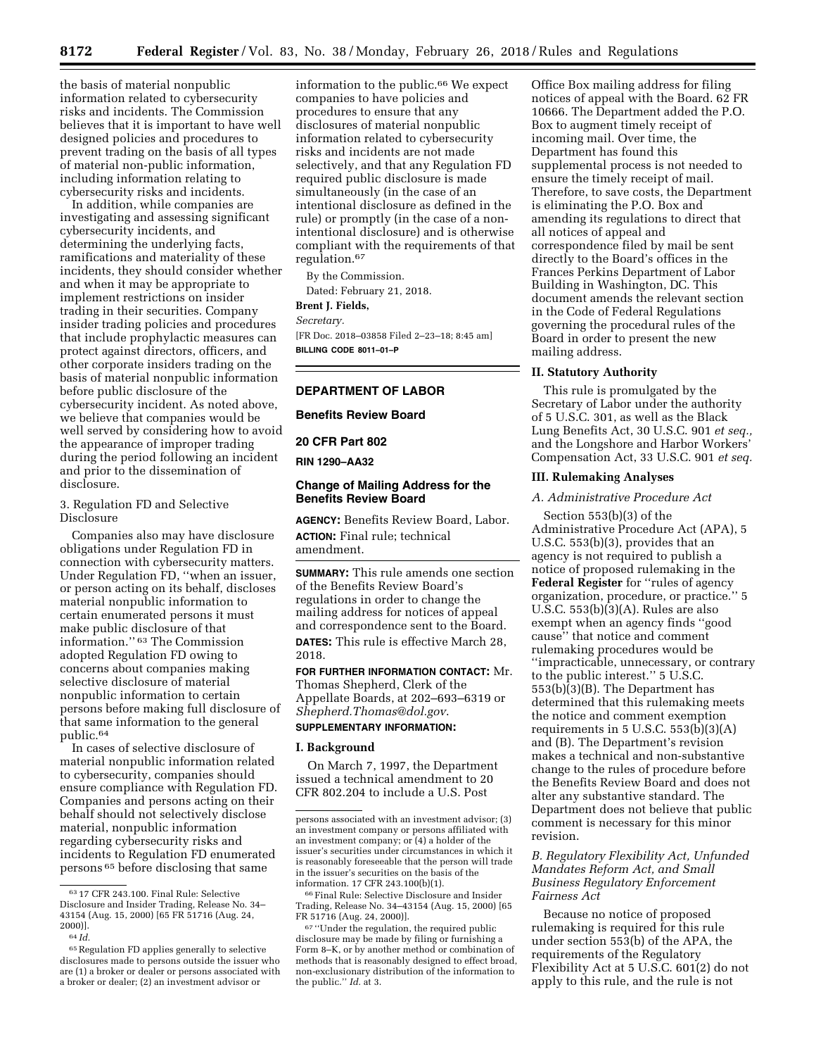the basis of material nonpublic information related to cybersecurity risks and incidents. The Commission believes that it is important to have well designed policies and procedures to prevent trading on the basis of all types of material non-public information, including information relating to cybersecurity risks and incidents.

In addition, while companies are investigating and assessing significant cybersecurity incidents, and determining the underlying facts, ramifications and materiality of these incidents, they should consider whether and when it may be appropriate to implement restrictions on insider trading in their securities. Company insider trading policies and procedures that include prophylactic measures can protect against directors, officers, and other corporate insiders trading on the basis of material nonpublic information before public disclosure of the cybersecurity incident. As noted above, we believe that companies would be well served by considering how to avoid the appearance of improper trading during the period following an incident and prior to the dissemination of disclosure.

3. Regulation FD and Selective Disclosure

Companies also may have disclosure obligations under Regulation FD in connection with cybersecurity matters. Under Regulation FD, ''when an issuer, or person acting on its behalf, discloses material nonpublic information to certain enumerated persons it must make public disclosure of that information.'' [63] The Commission adopted Regulation FD owing to concerns about companies making selective disclosure of material nonpublic information to certain persons before making full disclosure of that same information to the general public.[64]

In cases of selective disclosure of material nonpublic information related to cybersecurity, companies should ensure compliance with Regulation FD. Companies and persons acting on their behalf should not selectively disclose material, nonpublic information regarding cybersecurity risks and incidents to Regulation FD enumerated persons [65] before disclosing that same information to the public.[66] We expect companies to have policies and procedures to ensure that any disclosures of material nonpublic information related to cybersecurity risks and incidents are not made selectively, and that any Regulation FD required public disclosure is made simultaneously (in the case of an intentional disclosure as defined in the rule) or promptly (in the case of a non-intentional disclosure) and is otherwise compliant with the requirements of that regulation.[67]

By the Commission.

Dated: February 21, 2018.

**Brent J. Fields,**

*Secretary.*

[FR Doc. 2018–03858 Filed 2–23–18; 8:45 am]

**BILLING CODE 8011–01–P**

[63] 17 CFR 243.100. Final Rule: Selective Disclosure and Insider Trading, Release No. 34–43154 (Aug. 15, 2000) [65 FR 51716 (Aug. 24, 2000)].

[64] *Id.*

[65] Regulation FD applies generally to selective disclosures made to persons outside the issuer who are (1) a broker or dealer or persons associated with a broker or dealer; (2) an investment advisor or persons associated with an investment advisor; (3) an investment company or persons affiliated with an investment company; or (4) a holder of the issuer's securities under circumstances in which it is reasonably foreseeable that the person will trade in the issuer's securities on the basis of the information. 17 CFR 243.100(b)(1).

[66] Final Rule: Selective Disclosure and Insider Trading, Release No. 34–43154 (Aug. 15, 2000) [65 FR 51716 (Aug. 24, 2000)].

[67] ''Under the regulation, the required public disclosure may be made by filing or furnishing a Form 8–K, or by another method or combination of methods that is reasonably designed to effect broad, non-exclusionary distribution of the information to the public.'' *Id.* at 3.

## DEPARTMENT OF LABOR

### Benefits Review Board

### 20 CFR Part 802

**RIN 1290–AA32**

### Change of Mailing Address for the Benefits Review Board

**AGENCY:** Benefits Review Board, Labor.

**ACTION:** Final rule; technical amendment.

**SUMMARY:** This rule amends one section of the Benefits Review Board's regulations in order to change the mailing address for notices of appeal and correspondence sent to the Board.

**DATES:** This rule is effective March 28, 2018.

**FOR FURTHER INFORMATION CONTACT:** Mr. Thomas Shepherd, Clerk of the Appellate Boards, at 202–693–6319 or *Shepherd.Thomas@dol.gov*.

**SUPPLEMENTARY INFORMATION:**

### I. Background

On March 7, 1997, the Department issued a technical amendment to 20 CFR 802.204 to include a U.S. Post Office Box mailing address for filing notices of appeal with the Board. 62 FR 10666. The Department added the P.O. Box to augment timely receipt of incoming mail. Over time, the Department has found this supplemental process is not needed to ensure the timely receipt of mail. Therefore, to save costs, the Department is eliminating the P.O. Box and amending its regulations to direct that all notices of appeal and correspondence filed by mail be sent directly to the Board's offices in the Frances Perkins Department of Labor Building in Washington, DC. This document amends the relevant section in the Code of Federal Regulations governing the procedural rules of the Board in order to present the new mailing address.

### II. Statutory Authority

This rule is promulgated by the Secretary of Labor under the authority of 5 U.S.C. 301, as well as the Black Lung Benefits Act, 30 U.S.C. 901 *et seq.,* and the Longshore and Harbor Workers' Compensation Act, 33 U.S.C. 901 *et seq.*

### III. Rulemaking Analyses

*A. Administrative Procedure Act*

Section 553(b)(3) of the Administrative Procedure Act (APA), 5 U.S.C. 553(b)(3), provides that an agency is not required to publish a notice of proposed rulemaking in the **Federal Register** for ''rules of agency organization, procedure, or practice.'' 5 U.S.C. 553(b)(3)(A). Rules are also exempt when an agency finds ''good cause'' that notice and comment rulemaking procedures would be ''impracticable, unnecessary, or contrary to the public interest.'' 5 U.S.C. 553(b)(3)(B). The Department has determined that this rulemaking meets the notice and comment exemption requirements in 5 U.S.C. 553(b)(3)(A) and (B). The Department's revision makes a technical and non-substantive change to the rules of procedure before the Benefits Review Board and does not alter any substantive standard. The Department does not believe that public comment is necessary for this minor revision.

*B. Regulatory Flexibility Act, Unfunded Mandates Reform Act, and Small Business Regulatory Enforcement Fairness Act*

Because no notice of proposed rulemaking is required for this rule under section 553(b) of the APA, the requirements of the Regulatory Flexibility Act at 5 U.S.C. 601(2) do not apply to this rule, and the rule is not